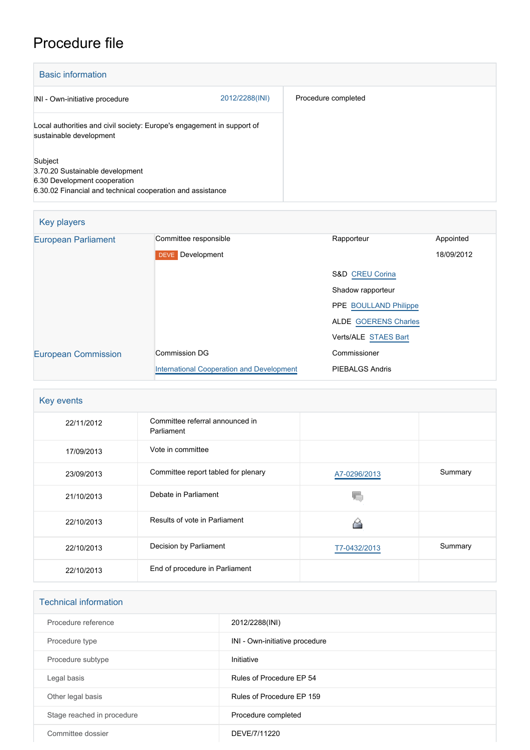# Procedure file

## Basic information

| | |
|---|---|
| INI - Own-initiative procedure 2012/2288(INI) | Procedure completed |
| Local authorities and civil society: Europe's engagement in support of sustainable development | |
| Subject<br>3.70.20 Sustainable development<br>6.30 Development cooperation<br>6.30.02 Financial and technical cooperation and assistance | |

## Key players

| | | | |
|---|---|---|---|
| European Parliament | Committee responsible | Rapporteur | Appointed |
| | DEVE Development | | 18/09/2012 |
| | | S&D CREU Corina | |
| | | Shadow rapporteur | |
| | | PPE BOULLAND Philippe | |
| | | ALDE GOERENS Charles | |
| | | Verts/ALE STAES Bart | |
| European Commission | Commission DG | Commissioner | |
| | International Cooperation and Development | PIEBALGS Andris | |

## Key events

| | | | |
|---|---|---|---|
| 22/11/2012 | Committee referral announced in Parliament | | |
| 17/09/2013 | Vote in committee | | |
| 23/09/2013 | Committee report tabled for plenary | A7-0296/2013 | Summary |
| 21/10/2013 | Debate in Parliament | | |
| 22/10/2013 | Results of vote in Parliament | | |
| 22/10/2013 | Decision by Parliament | T7-0432/2013 | Summary |
| 22/10/2013 | End of procedure in Parliament | | |

## Technical information

| | |
|---|---|
| Procedure reference | 2012/2288(INI) |
| Procedure type | INI - Own-initiative procedure |
| Procedure subtype | Initiative |
| Legal basis | Rules of Procedure EP 54 |
| Other legal basis | Rules of Procedure EP 159 |
| Stage reached in procedure | Procedure completed |
| Committee dossier | DEVE/7/11220 |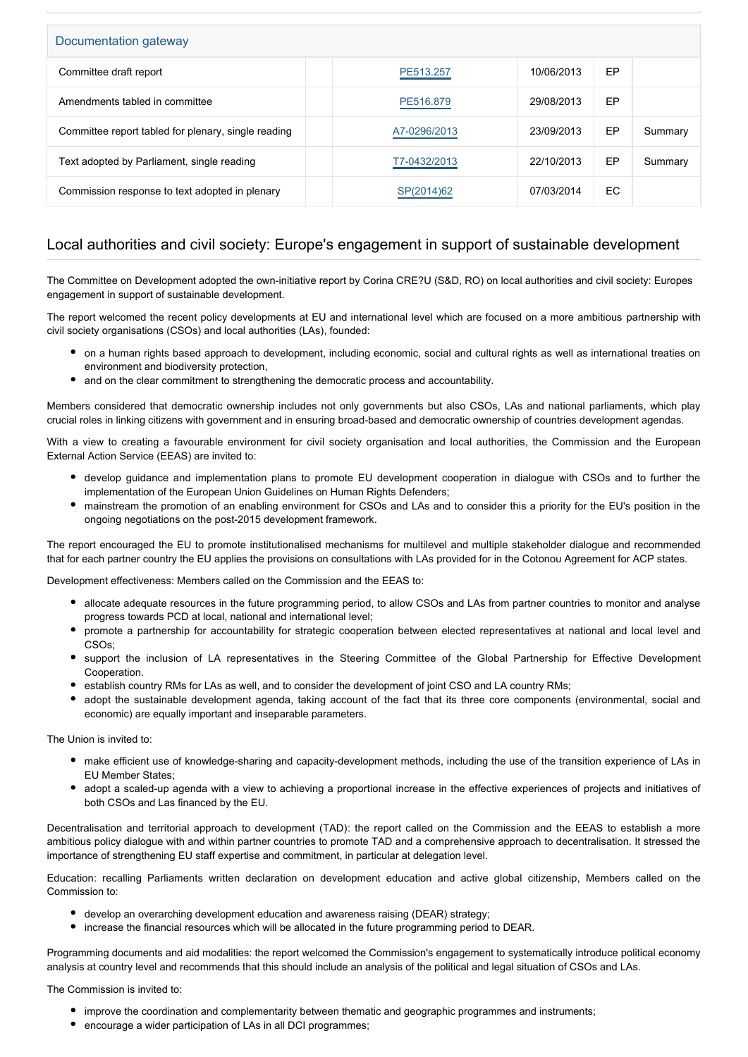| Documentation gateway | | | | | |
|---|---|---|---|---|---|
| Committee draft report | | PE513.257 | 10/06/2013 | EP | |
| Amendments tabled in committee | | PE516.879 | 29/08/2013 | EP | |
| Committee report tabled for plenary, single reading | | A7-0296/2013 | 23/09/2013 | EP | Summary |
| Text adopted by Parliament, single reading | | T7-0432/2013 | 22/10/2013 | EP | Summary |
| Commission response to text adopted in plenary | | SP(2014)62 | 07/03/2014 | EC | |

## Local authorities and civil society: Europe's engagement in support of sustainable development

The Committee on Development adopted the own-initiative report by Corina CRE?U (S&D, RO) on local authorities and civil society: Europes engagement in support of sustainable development.

The report welcomed the recent policy developments at EU and international level which are focused on a more ambitious partnership with civil society organisations (CSOs) and local authorities (LAs), founded:

- on a human rights based approach to development, including economic, social and cultural rights as well as international treaties on environment and biodiversity protection,
- and on the clear commitment to strengthening the democratic process and accountability.

Members considered that democratic ownership includes not only governments but also CSOs, LAs and national parliaments, which play crucial roles in linking citizens with government and in ensuring broad-based and democratic ownership of countries development agendas.

With a view to creating a favourable environment for civil society organisation and local authorities, the Commission and the European External Action Service (EEAS) are invited to:

- develop guidance and implementation plans to promote EU development cooperation in dialogue with CSOs and to further the implementation of the European Union Guidelines on Human Rights Defenders;
- mainstream the promotion of an enabling environment for CSOs and LAs and to consider this a priority for the EU's position in the ongoing negotiations on the post-2015 development framework.

The report encouraged the EU to promote institutionalised mechanisms for multilevel and multiple stakeholder dialogue and recommended that for each partner country the EU applies the provisions on consultations with LAs provided for in the Cotonou Agreement for ACP states.

Development effectiveness: Members called on the Commission and the EEAS to:

- allocate adequate resources in the future programming period, to allow CSOs and LAs from partner countries to monitor and analyse progress towards PCD at local, national and international level;
- promote a partnership for accountability for strategic cooperation between elected representatives at national and local level and CSOs;
- support the inclusion of LA representatives in the Steering Committee of the Global Partnership for Effective Development Cooperation.
- establish country RMs for LAs as well, and to consider the development of joint CSO and LA country RMs;
- adopt the sustainable development agenda, taking account of the fact that its three core components (environmental, social and economic) are equally important and inseparable parameters.

The Union is invited to:

- make efficient use of knowledge-sharing and capacity-development methods, including the use of the transition experience of LAs in EU Member States;
- adopt a scaled-up agenda with a view to achieving a proportional increase in the effective experiences of projects and initiatives of both CSOs and Las financed by the EU.

Decentralisation and territorial approach to development (TAD): the report called on the Commission and the EEAS to establish a more ambitious policy dialogue with and within partner countries to promote TAD and a comprehensive approach to decentralisation. It stressed the importance of strengthening EU staff expertise and commitment, in particular at delegation level.

Education: recalling Parliaments written declaration on development education and active global citizenship, Members called on the Commission to:

- develop an overarching development education and awareness raising (DEAR) strategy;
- increase the financial resources which will be allocated in the future programming period to DEAR.

Programming documents and aid modalities: the report welcomed the Commission's engagement to systematically introduce political economy analysis at country level and recommends that this should include an analysis of the political and legal situation of CSOs and LAs.

The Commission is invited to:

- improve the coordination and complementarity between thematic and geographic programmes and instruments;
- encourage a wider participation of LAs in all DCI programmes;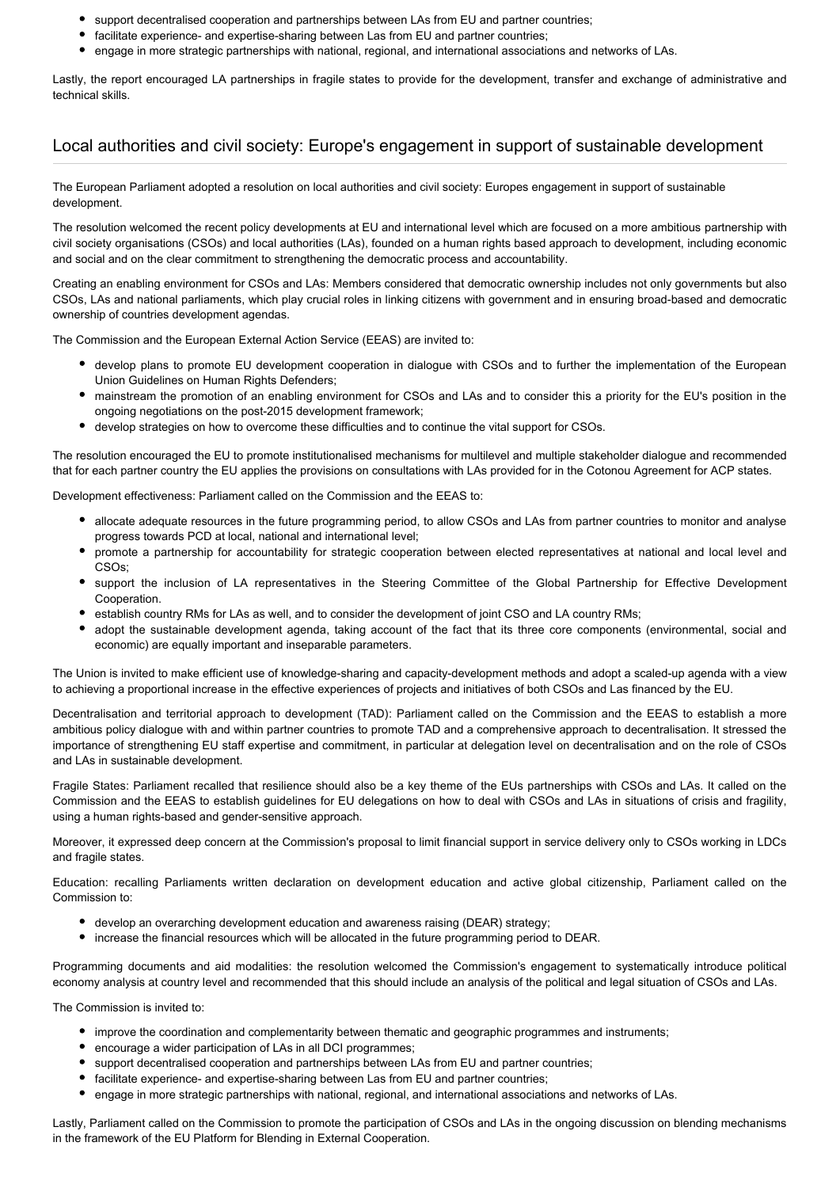- support decentralised cooperation and partnerships between LAs from EU and partner countries;
- facilitate experience- and expertise-sharing between Las from EU and partner countries;
- engage in more strategic partnerships with national, regional, and international associations and networks of LAs.

Lastly, the report encouraged LA partnerships in fragile states to provide for the development, transfer and exchange of administrative and technical skills.

## Local authorities and civil society: Europe's engagement in support of sustainable development

The European Parliament adopted a resolution on local authorities and civil society: Europes engagement in support of sustainable development.

The resolution welcomed the recent policy developments at EU and international level which are focused on a more ambitious partnership with civil society organisations (CSOs) and local authorities (LAs), founded on a human rights based approach to development, including economic and social and on the clear commitment to strengthening the democratic process and accountability.

Creating an enabling environment for CSOs and LAs: Members considered that democratic ownership includes not only governments but also CSOs, LAs and national parliaments, which play crucial roles in linking citizens with government and in ensuring broad-based and democratic ownership of countries development agendas.

The Commission and the European External Action Service (EEAS) are invited to:

- develop plans to promote EU development cooperation in dialogue with CSOs and to further the implementation of the European Union Guidelines on Human Rights Defenders;
- mainstream the promotion of an enabling environment for CSOs and LAs and to consider this a priority for the EU's position in the ongoing negotiations on the post-2015 development framework;
- develop strategies on how to overcome these difficulties and to continue the vital support for CSOs.

The resolution encouraged the EU to promote institutionalised mechanisms for multilevel and multiple stakeholder dialogue and recommended that for each partner country the EU applies the provisions on consultations with LAs provided for in the Cotonou Agreement for ACP states.

Development effectiveness: Parliament called on the Commission and the EEAS to:

- allocate adequate resources in the future programming period, to allow CSOs and LAs from partner countries to monitor and analyse progress towards PCD at local, national and international level;
- promote a partnership for accountability for strategic cooperation between elected representatives at national and local level and CSOs;
- support the inclusion of LA representatives in the Steering Committee of the Global Partnership for Effective Development Cooperation.
- establish country RMs for LAs as well, and to consider the development of joint CSO and LA country RMs;
- adopt the sustainable development agenda, taking account of the fact that its three core components (environmental, social and economic) are equally important and inseparable parameters.

The Union is invited to make efficient use of knowledge-sharing and capacity-development methods and adopt a scaled-up agenda with a view to achieving a proportional increase in the effective experiences of projects and initiatives of both CSOs and Las financed by the EU.

Decentralisation and territorial approach to development (TAD): Parliament called on the Commission and the EEAS to establish a more ambitious policy dialogue with and within partner countries to promote TAD and a comprehensive approach to decentralisation. It stressed the importance of strengthening EU staff expertise and commitment, in particular at delegation level on decentralisation and on the role of CSOs and LAs in sustainable development.

Fragile States: Parliament recalled that resilience should also be a key theme of the EUs partnerships with CSOs and LAs. It called on the Commission and the EEAS to establish guidelines for EU delegations on how to deal with CSOs and LAs in situations of crisis and fragility, using a human rights-based and gender-sensitive approach.

Moreover, it expressed deep concern at the Commission's proposal to limit financial support in service delivery only to CSOs working in LDCs and fragile states.

Education: recalling Parliaments written declaration on development education and active global citizenship, Parliament called on the Commission to:

- develop an overarching development education and awareness raising (DEAR) strategy;
- increase the financial resources which will be allocated in the future programming period to DEAR.

Programming documents and aid modalities: the resolution welcomed the Commission's engagement to systematically introduce political economy analysis at country level and recommended that this should include an analysis of the political and legal situation of CSOs and LAs.

The Commission is invited to:

- improve the coordination and complementarity between thematic and geographic programmes and instruments;
- encourage a wider participation of LAs in all DCI programmes;
- support decentralised cooperation and partnerships between LAs from EU and partner countries;
- facilitate experience- and expertise-sharing between Las from EU and partner countries;
- engage in more strategic partnerships with national, regional, and international associations and networks of LAs.

Lastly, Parliament called on the Commission to promote the participation of CSOs and LAs in the ongoing discussion on blending mechanisms in the framework of the EU Platform for Blending in External Cooperation.